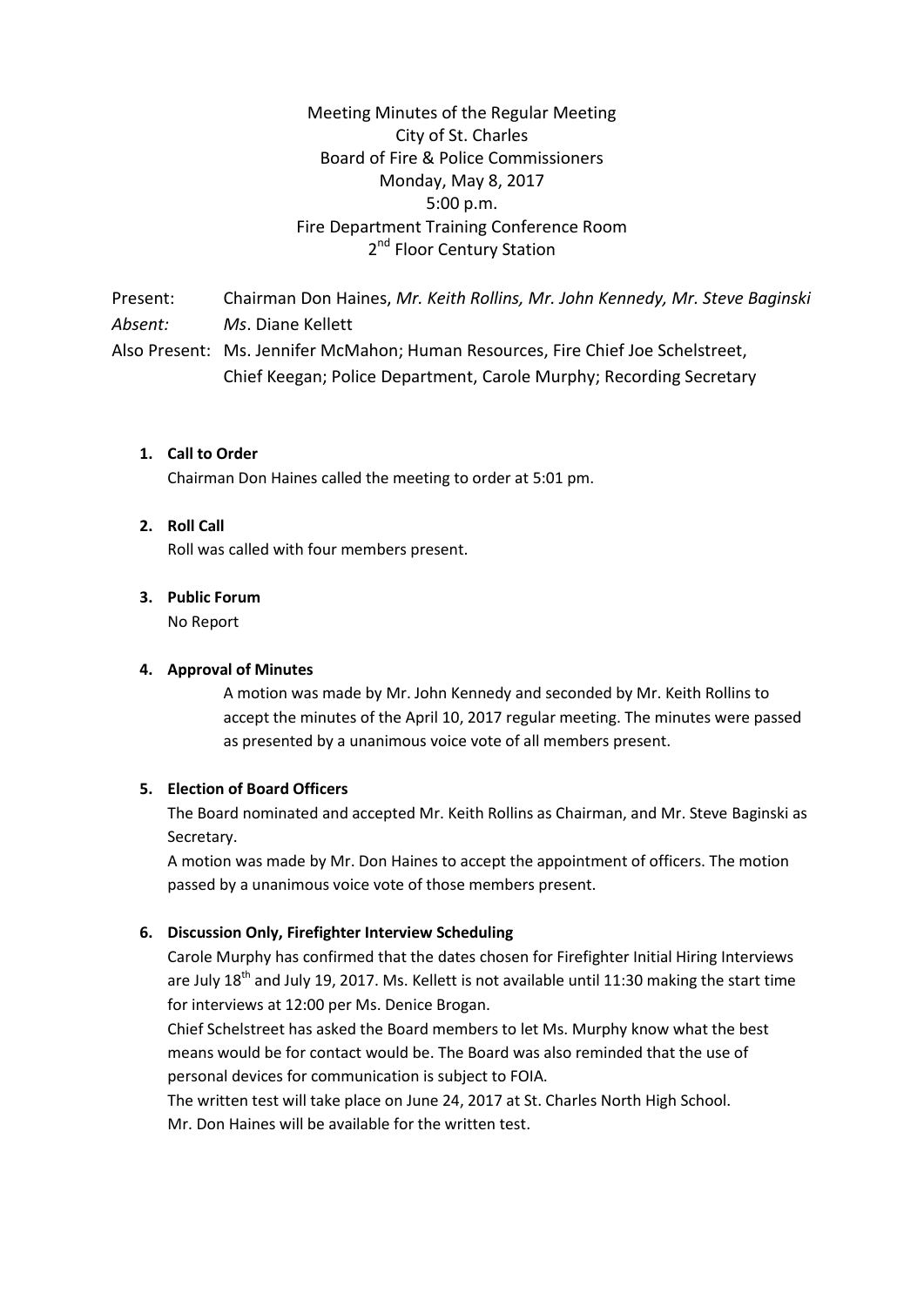Meeting Minutes of the Regular Meeting
City of St. Charles
Board of Fire & Police Commissioners
Monday, May 8, 2017
5:00 p.m.
Fire Department Training Conference Room
2nd Floor Century Station

Present: Chairman Don Haines, *Mr. Keith Rollins, Mr. John Kennedy, Mr. Steve Baginski*
*Absent:* *Ms*. Diane Kellett
Also Present: Ms. Jennifer McMahon; Human Resources, Fire Chief Joe Schelstreet, Chief Keegan; Police Department, Carole Murphy; Recording Secretary

1. **Call to Order**
   Chairman Don Haines called the meeting to order at 5:01 pm.

2. **Roll Call**
   Roll was called with four members present.

3. **Public Forum**
   No Report

4. **Approval of Minutes**
   A motion was made by Mr. John Kennedy and seconded by Mr. Keith Rollins to accept the minutes of the April 10, 2017 regular meeting. The minutes were passed as presented by a unanimous voice vote of all members present.

5. **Election of Board Officers**
   The Board nominated and accepted Mr. Keith Rollins as Chairman, and Mr. Steve Baginski as Secretary.
   A motion was made by Mr. Don Haines to accept the appointment of officers. The motion passed by a unanimous voice vote of those members present.

6. **Discussion Only, Firefighter Interview Scheduling**
   Carole Murphy has confirmed that the dates chosen for Firefighter Initial Hiring Interviews are July 18th and July 19, 2017. Ms. Kellett is not available until 11:30 making the start time for interviews at 12:00 per Ms. Denice Brogan.
   Chief Schelstreet has asked the Board members to let Ms. Murphy know what the best means would be for contact would be. The Board was also reminded that the use of personal devices for communication is subject to FOIA.
   The written test will take place on June 24, 2017 at St. Charles North High School.
   Mr. Don Haines will be available for the written test.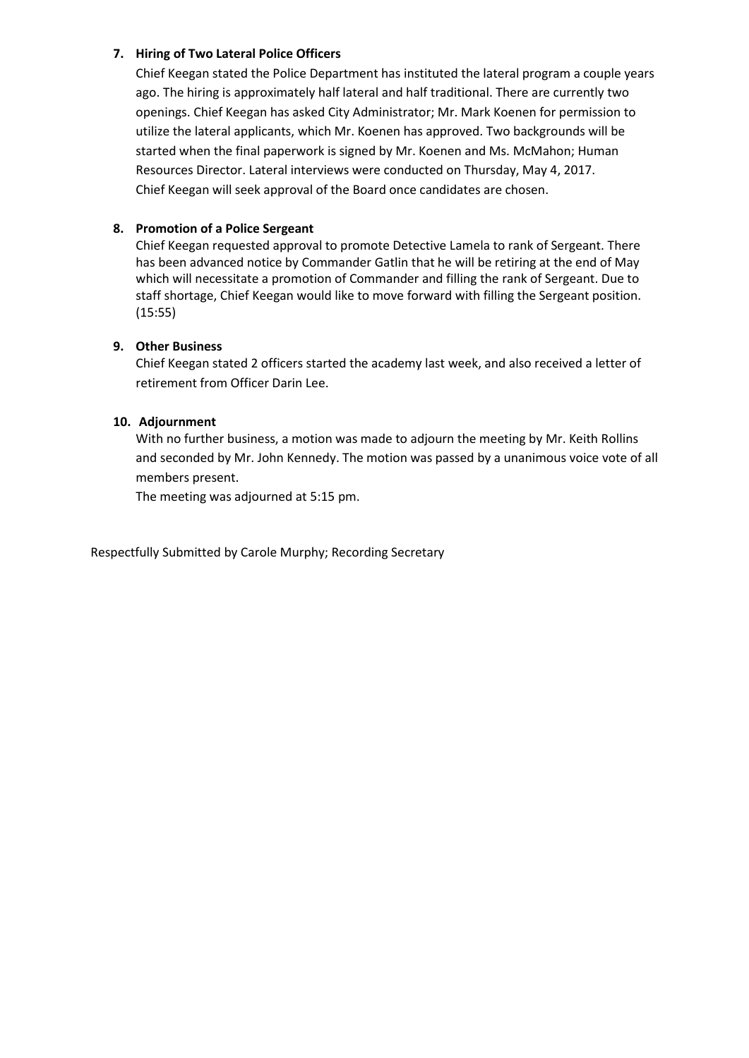7. **Hiring of Two Lateral Police Officers**

   Chief Keegan stated the Police Department has instituted the lateral program a couple years ago. The hiring is approximately half lateral and half traditional. There are currently two openings. Chief Keegan has asked City Administrator; Mr. Mark Koenen for permission to utilize the lateral applicants, which Mr. Koenen has approved. Two backgrounds will be started when the final paperwork is signed by Mr. Koenen and Ms. McMahon; Human Resources Director. Lateral interviews were conducted on Thursday, May 4, 2017.
   Chief Keegan will seek approval of the Board once candidates are chosen.

8. **Promotion of a Police Sergeant**

   Chief Keegan requested approval to promote Detective Lamela to rank of Sergeant. There has been advanced notice by Commander Gatlin that he will be retiring at the end of May which will necessitate a promotion of Commander and filling the rank of Sergeant. Due to staff shortage, Chief Keegan would like to move forward with filling the Sergeant position. (15:55)

9. **Other Business**

   Chief Keegan stated 2 officers started the academy last week, and also received a letter of retirement from Officer Darin Lee.

10. **Adjournment**

    With no further business, a motion was made to adjourn the meeting by Mr. Keith Rollins and seconded by Mr. John Kennedy. The motion was passed by a unanimous voice vote of all members present.
    The meeting was adjourned at 5:15 pm.

Respectfully Submitted by Carole Murphy; Recording Secretary